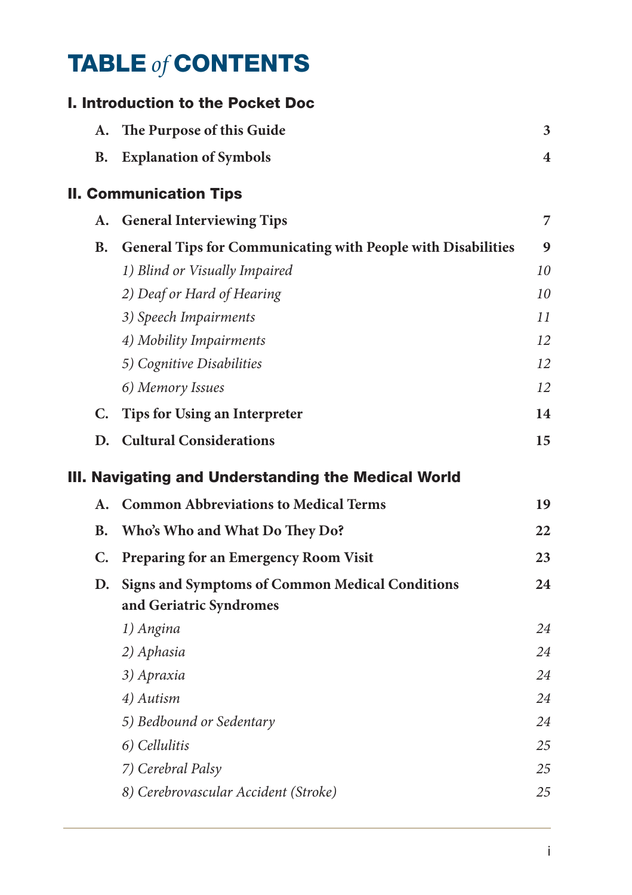# TABLE *of* CONTENTS

## I. Introduction to the Pocket Doc

| | | |
|---|---|---|
| **A.** | **The Purpose of this Guide** | **3** |
| **B.** | **Explanation of Symbols** | **4** |

## II. Communication Tips

| | | |
|---|---|---|
| **A.** | **General Interviewing Tips** | **7** |
| **B.** | **General Tips for Communicating with People with Disabilities** | **9** |
| | *1) Blind or Visually Impaired* | *10* |
| | *2) Deaf or Hard of Hearing* | *10* |
| | *3) Speech Impairments* | *11* |
| | *4) Mobility Impairments* | *12* |
| | *5) Cognitive Disabilities* | *12* |
| | *6) Memory Issues* | *12* |
| **C.** | **Tips for Using an Interpreter** | **14** |
| **D.** | **Cultural Considerations** | **15** |

## III. Navigating and Understanding the Medical World

| | | |
|---|---|---|
| **A.** | **Common Abbreviations to Medical Terms** | **19** |
| **B.** | **Who's Who and What Do They Do?** | **22** |
| **C.** | **Preparing for an Emergency Room Visit** | **23** |
| **D.** | **Signs and Symptoms of Common Medical Conditions and Geriatric Syndromes** | **24** |
| | *1) Angina* | *24* |
| | *2) Aphasia* | *24* |
| | *3) Apraxia* | *24* |
| | *4) Autism* | *24* |
| | *5) Bedbound or Sedentary* | *24* |
| | *6) Cellulitis* | *25* |
| | *7) Cerebral Palsy* | *25* |
| | *8) Cerebrovascular Accident (Stroke)* | *25* |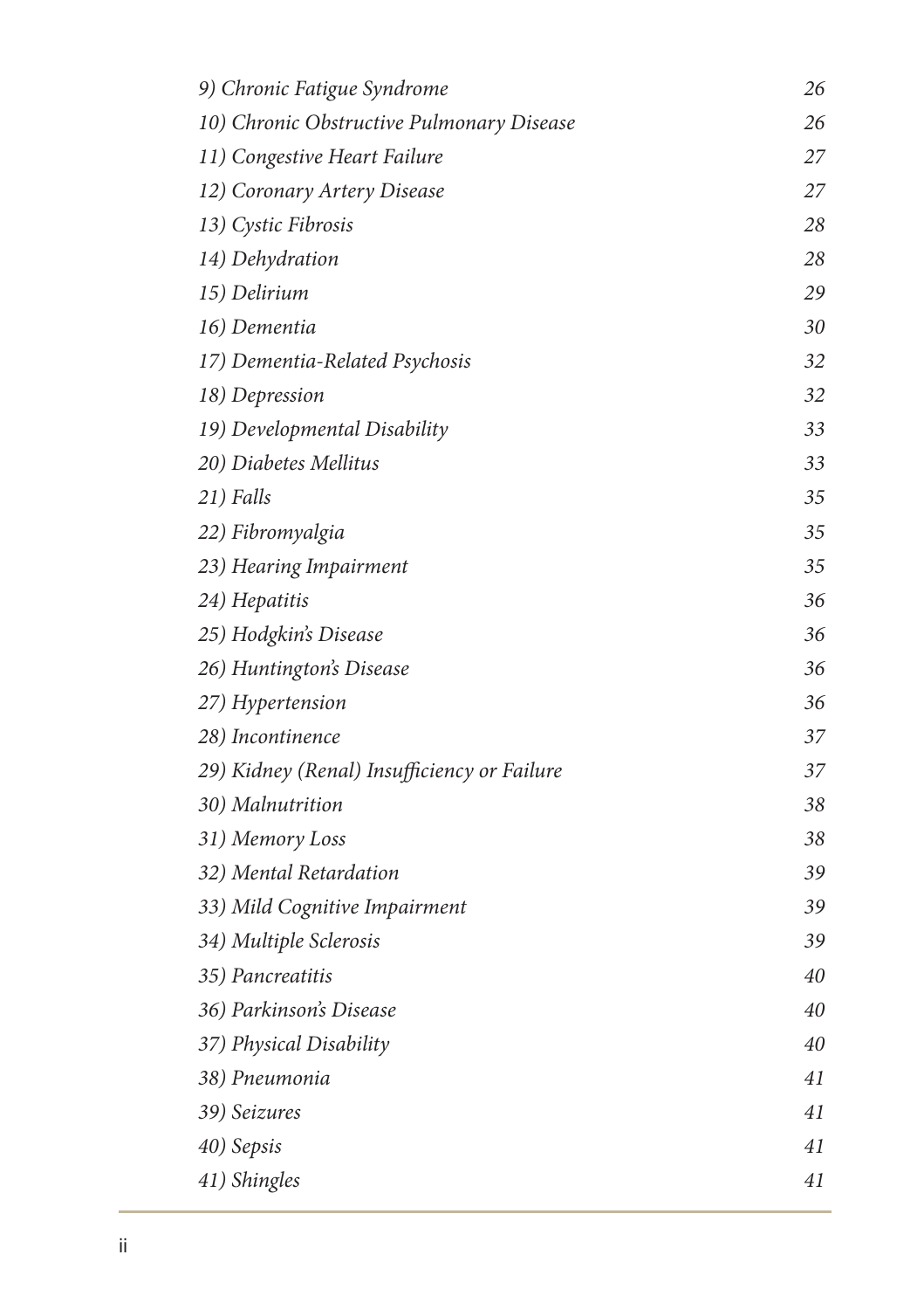*9) Chronic Fatigue Syndrome* 26
*10) Chronic Obstructive Pulmonary Disease* 26
*11) Congestive Heart Failure* 27
*12) Coronary Artery Disease* 27
*13) Cystic Fibrosis* 28
*14) Dehydration* 28
*15) Delirium* 29
*16) Dementia* 30
*17) Dementia-Related Psychosis* 32
*18) Depression* 32
*19) Developmental Disability* 33
*20) Diabetes Mellitus* 33
*21) Falls* 35
*22) Fibromyalgia* 35
*23) Hearing Impairment* 35
*24) Hepatitis* 36
*25) Hodgkin's Disease* 36
*26) Huntington's Disease* 36
*27) Hypertension* 36
*28) Incontinence* 37
*29) Kidney (Renal) Insufficiency or Failure* 37
*30) Malnutrition* 38
*31) Memory Loss* 38
*32) Mental Retardation* 39
*33) Mild Cognitive Impairment* 39
*34) Multiple Sclerosis* 39
*35) Pancreatitis* 40
*36) Parkinson's Disease* 40
*37) Physical Disability* 40
*38) Pneumonia* 41
*39) Seizures* 41
*40) Sepsis* 41
*41) Shingles* 41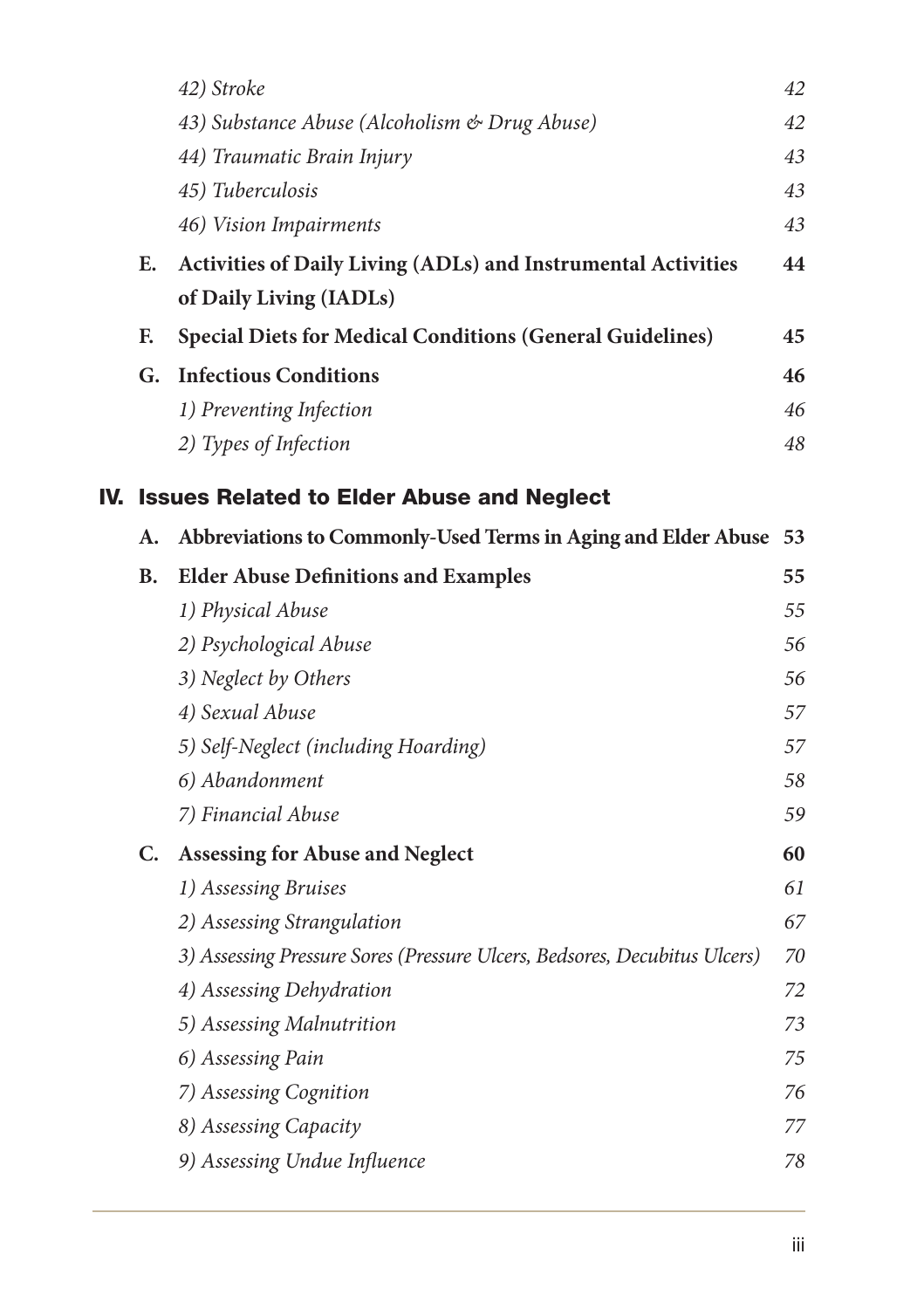*42) Stroke* 42

*43) Substance Abuse (Alcoholism & Drug Abuse)* 42

*44) Traumatic Brain Injury* 43

*45) Tuberculosis* 43

*46) Vision Impairments* 43

**E. Activities of Daily Living (ADLs) and Instrumental Activities of Daily Living (IADLs)** **44**

**F. Special Diets for Medical Conditions (General Guidelines)** **45**

**G. Infectious Conditions** **46**

*1) Preventing Infection* 46

*2) Types of Infection* 48

## IV. Issues Related to Elder Abuse and Neglect

**A. Abbreviations to Commonly-Used Terms in Aging and Elder Abuse** **53**

**B. Elder Abuse Definitions and Examples** **55**

*1) Physical Abuse* 55

*2) Psychological Abuse* 56

*3) Neglect by Others* 56

*4) Sexual Abuse* 57

*5) Self-Neglect (including Hoarding)* 57

*6) Abandonment* 58

*7) Financial Abuse* 59

**C. Assessing for Abuse and Neglect** **60**

*1) Assessing Bruises* 61

*2) Assessing Strangulation* 67

*3) Assessing Pressure Sores (Pressure Ulcers, Bedsores, Decubitus Ulcers)* 70

*4) Assessing Dehydration* 72

*5) Assessing Malnutrition* 73

*6) Assessing Pain* 75

*7) Assessing Cognition* 76

*8) Assessing Capacity* 77

*9) Assessing Undue Influence* 78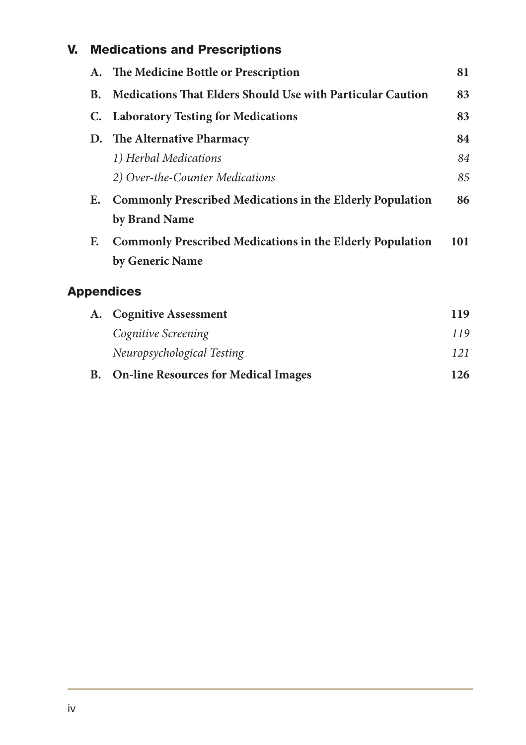## V. Medications and Prescriptions

| | | |
|---|---|---|
| **A.** | **The Medicine Bottle or Prescription** | **81** |
| **B.** | **Medications That Elders Should Use with Particular Caution** | **83** |
| **C.** | **Laboratory Testing for Medications** | **83** |
| **D.** | **The Alternative Pharmacy** | **84** |
| | *1) Herbal Medications* | *84* |
| | *2) Over-the-Counter Medications* | *85* |
| **E.** | **Commonly Prescribed Medications in the Elderly Population by Brand Name** | **86** |
| **F.** | **Commonly Prescribed Medications in the Elderly Population by Generic Name** | **101** |

## Appendices

| | | |
|---|---|---|
| **A.** | **Cognitive Assessment** | **119** |
| | *Cognitive Screening* | *119* |
| | *Neuropsychological Testing* | *121* |
| **B.** | **On-line Resources for Medical Images** | **126** |